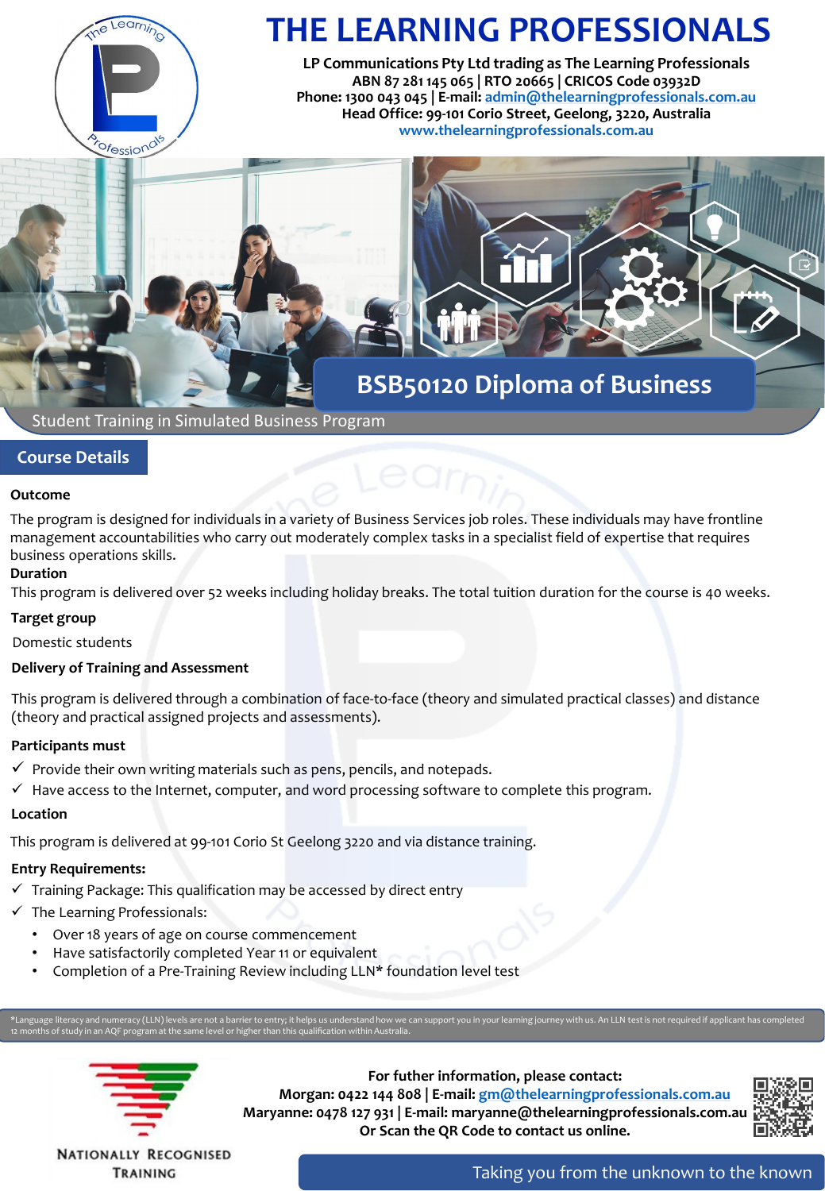# THE LEARNING PROFESSIONALS

**LP Communications Pty Ltd trading as The Learning Professionals**
**ABN 87 281 145 065 | RTO 20665 | CRICOS Code 03932D**
**Phone: 1300 043 045 | E-mail: admin@thelearningprofessionals.com.au**
**Head Office: 99-101 Corio Street, Geelong, 3220, Australia**
**www.thelearningprofessionals.com.au**

## BSB50120 Diploma of Business

Student Training in Simulated Business Program

## Course Details

**Outcome**

The program is designed for individuals in a variety of Business Services job roles. These individuals may have frontline management accountabilities who carry out moderately complex tasks in a specialist field of expertise that requires business operations skills.

**Duration**

This program is delivered over 52 weeks including holiday breaks. The total tuition duration for the course is 40 weeks.

**Target group**

Domestic students

**Delivery of Training and Assessment**

This program is delivered through a combination of face-to-face (theory and simulated practical classes) and distance (theory and practical assigned projects and assessments).

**Participants must**

- ✓ Provide their own writing materials such as pens, pencils, and notepads.
- ✓ Have access to the Internet, computer, and word processing software to complete this program.

**Location**

This program is delivered at 99-101 Corio St Geelong 3220 and via distance training.

**Entry Requirements:**

- ✓ Training Package: This qualification may be accessed by direct entry
- ✓ The Learning Professionals:
  - Over 18 years of age on course commencement
  - Have satisfactorily completed Year 11 or equivalent
  - Completion of a Pre-Training Review including LLN* foundation level test

*Language literacy and numeracy (LLN) levels are not a barrier to entry; it helps us understand how we can support you in your learning journey with us. An LLN test is not required if applicant has completed 12 months of study in an AQF program at the same level or higher than this qualification within Australia.

NATIONALLY RECOGNISED TRAINING

**For futher information, please contact:**
**Morgan: 0422 144 808 | E-mail: gm@thelearningprofessionals.com.au**
**Maryanne: 0478 127 931 | E-mail: maryanne@thelearningprofessionals.com.au**
**Or Scan the QR Code to contact us online.**

Taking you from the unknown to the known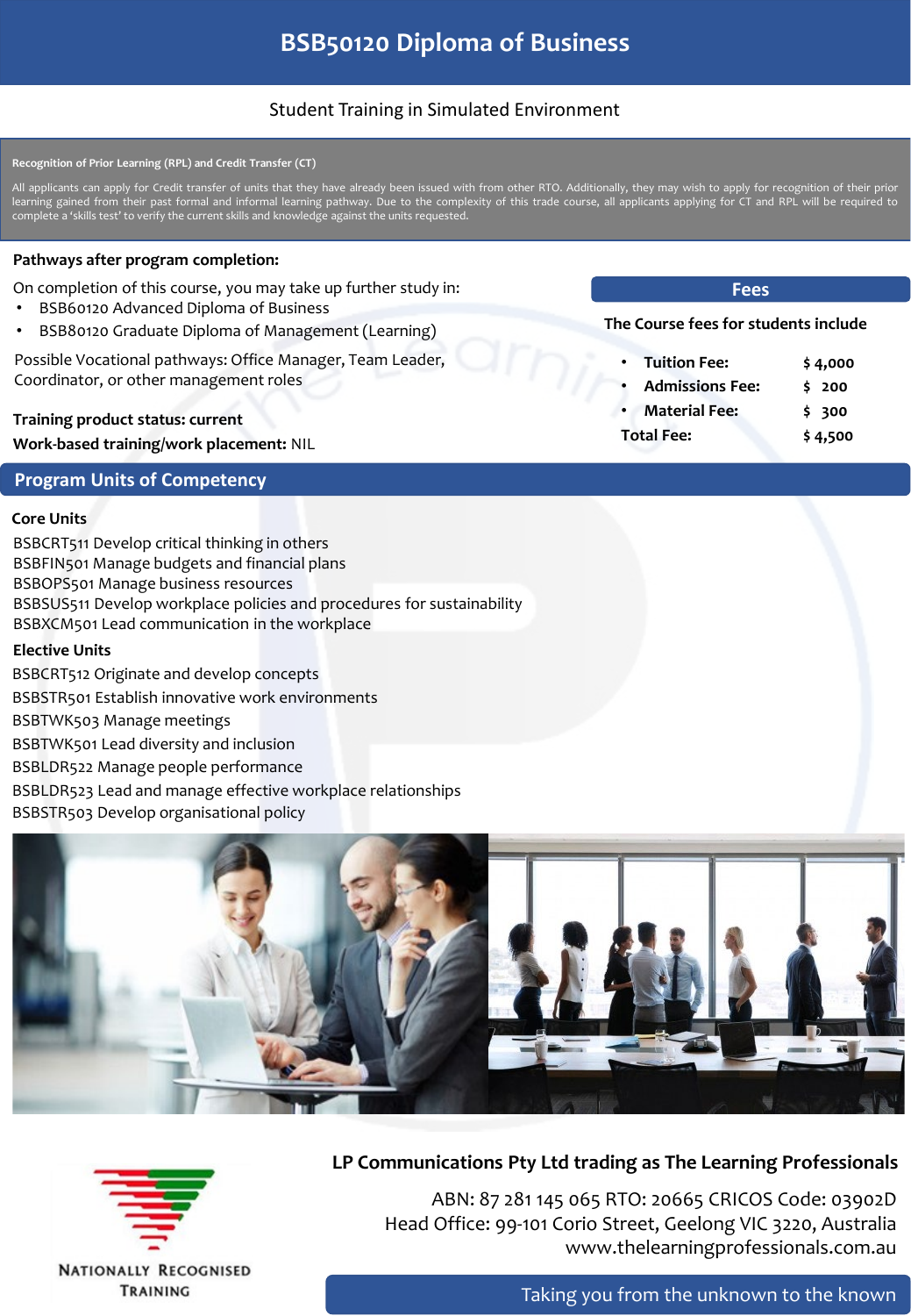# BSB50120 Diploma of Business

Student Training in Simulated Environment

**Recognition of Prior Learning (RPL) and Credit Transfer (CT)**

All applicants can apply for Credit transfer of units that they have already been issued with from other RTO. Additionally, they may wish to apply for recognition of their prior learning gained from their past formal and informal learning pathway. Due to the complexity of this trade course, all applicants applying for CT and RPL will be required to complete a 'skills test' to verify the current skills and knowledge against the units requested.

**Pathways after program completion:**

On completion of this course, you may take up further study in:

- BSB60120 Advanced Diploma of Business
- BSB80120 Graduate Diploma of Management (Learning)

Possible Vocational pathways: Office Manager, Team Leader, Coordinator, or other management roles

**Training product status: current**

**Work-based training/work placement:** NIL

## Fees

**The Course fees for students include**

| | |
|---|---|
| • **Tuition Fee:** | **$ 4,000** |
| • **Admissions Fee:** | **$ 200** |
| • **Material Fee:** | **$ 300** |
| **Total Fee:** | **$ 4,500** |

## Program Units of Competency

**Core Units**

BSBCRT511 Develop critical thinking in others
BSBFIN501 Manage budgets and financial plans
BSBOPS501 Manage business resources
BSBSUS511 Develop workplace policies and procedures for sustainability
BSBXCM501 Lead communication in the workplace

**Elective Units**

BSBCRT512 Originate and develop concepts
BSBSTR501 Establish innovative work environments
BSBTWK503 Manage meetings
BSBTWK501 Lead diversity and inclusion
BSBLDR522 Manage people performance
BSBLDR523 Lead and manage effective workplace relationships
BSBSTR503 Develop organisational policy

NATIONALLY RECOGNISED TRAINING

**LP Communications Pty Ltd trading as The Learning Professionals**

ABN: 87 281 145 065 RTO: 20665 CRICOS Code: 03902D
Head Office: 99-101 Corio Street, Geelong VIC 3220, Australia
www.thelearningprofessionals.com.au

Taking you from the unknown to the known